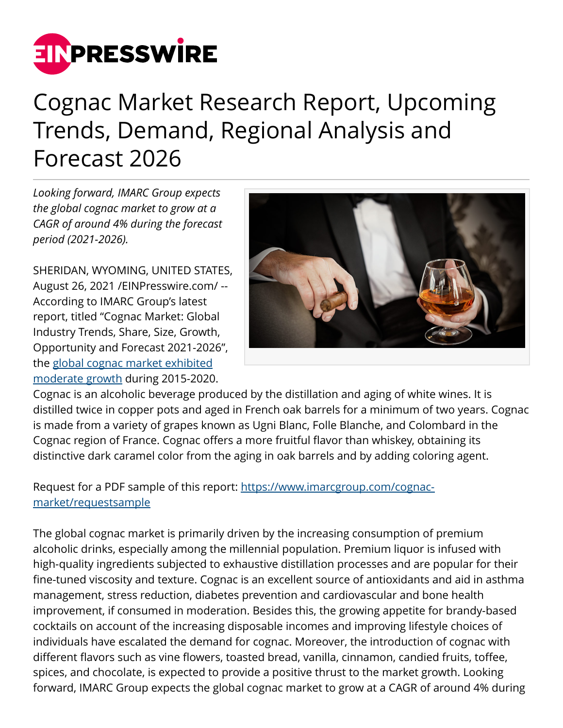# Cognac Market Research Report, Upcoming Trends, Demand, Regional Analysis and Forecast 2026

*Looking forward, IMARC Group expects the global cognac market to grow at a CAGR of around 4% during the forecast period (2021-2026).*

SHERIDAN, WYOMING, UNITED STATES, August 26, 2021 /EINPresswire.com/ -- According to IMARC Group's latest report, titled "Cognac Market: Global Industry Trends, Share, Size, Growth, Opportunity and Forecast 2021-2026", the [global cognac market exhibited moderate growth](https://www.imarcgroup.com/cognac-market) during 2015-2020. Cognac is an alcoholic beverage produced by the distillation and aging of white wines. It is distilled twice in copper pots and aged in French oak barrels for a minimum of two years. Cognac is made from a variety of grapes known as Ugni Blanc, Folle Blanche, and Colombard in the Cognac region of France. Cognac offers a more fruitful flavor than whiskey, obtaining its distinctive dark caramel color from the aging in oak barrels and by adding coloring agent.

Request for a PDF sample of this report: [https://www.imarcgroup.com/cognac-market/requestsample](https://www.imarcgroup.com/cognac-market/requestsample)

The global cognac market is primarily driven by the increasing consumption of premium alcoholic drinks, especially among the millennial population. Premium liquor is infused with high-quality ingredients subjected to exhaustive distillation processes and are popular for their fine-tuned viscosity and texture. Cognac is an excellent source of antioxidants and aid in asthma management, stress reduction, diabetes prevention and cardiovascular and bone health improvement, if consumed in moderation. Besides this, the growing appetite for brandy-based cocktails on account of the increasing disposable incomes and improving lifestyle choices of individuals have escalated the demand for cognac. Moreover, the introduction of cognac with different flavors such as vine flowers, toasted bread, vanilla, cinnamon, candied fruits, toffee, spices, and chocolate, is expected to provide a positive thrust to the market growth. Looking forward, IMARC Group expects the global cognac market to grow at a CAGR of around 4% during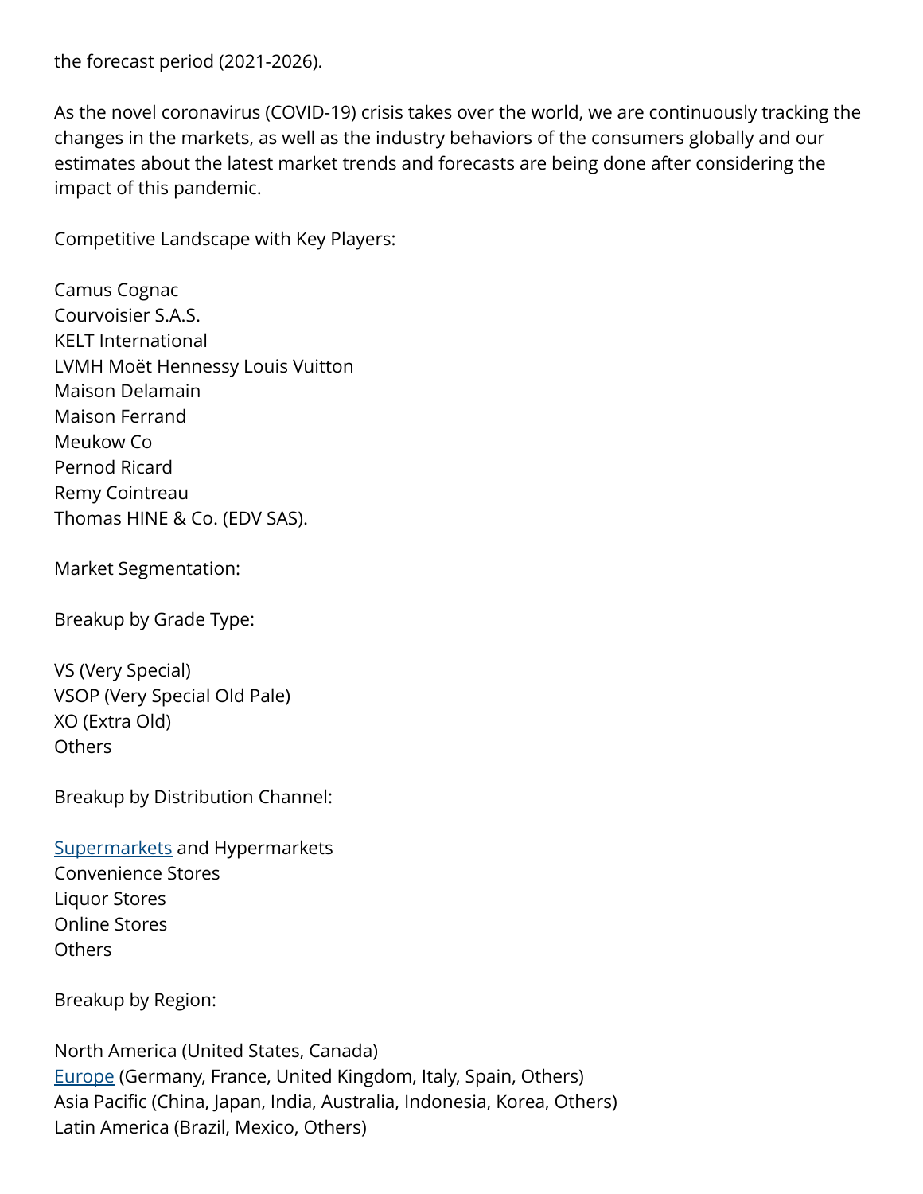the forecast period (2021-2026).

As the novel coronavirus (COVID-19) crisis takes over the world, we are continuously tracking the changes in the markets, as well as the industry behaviors of the consumers globally and our estimates about the latest market trends and forecasts are being done after considering the impact of this pandemic.

Competitive Landscape with Key Players:

Camus Cognac
Courvoisier S.A.S.
KELT International
LVMH Moët Hennessy Louis Vuitton
Maison Delamain
Maison Ferrand
Meukow Co
Pernod Ricard
Remy Cointreau
Thomas HINE & Co. (EDV SAS).

Market Segmentation:

Breakup by Grade Type:

VS (Very Special)
VSOP (Very Special Old Pale)
XO (Extra Old)
Others

Breakup by Distribution Channel:

Supermarkets and Hypermarkets
Convenience Stores
Liquor Stores
Online Stores
Others

Breakup by Region:

North America (United States, Canada)
Europe (Germany, France, United Kingdom, Italy, Spain, Others)
Asia Pacific (China, Japan, India, Australia, Indonesia, Korea, Others)
Latin America (Brazil, Mexico, Others)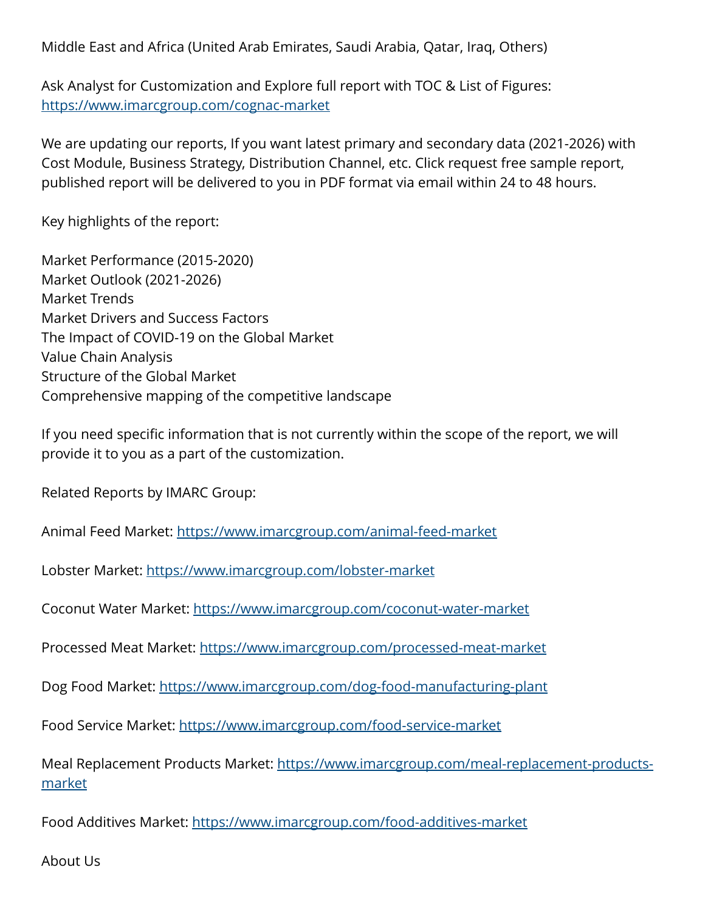Middle East and Africa (United Arab Emirates, Saudi Arabia, Qatar, Iraq, Others)

Ask Analyst for Customization and Explore full report with TOC & List of Figures: https://www.imarcgroup.com/cognac-market

We are updating our reports, If you want latest primary and secondary data (2021-2026) with Cost Module, Business Strategy, Distribution Channel, etc. Click request free sample report, published report will be delivered to you in PDF format via email within 24 to 48 hours.

Key highlights of the report:

Market Performance (2015-2020)
Market Outlook (2021-2026)
Market Trends
Market Drivers and Success Factors
The Impact of COVID-19 on the Global Market
Value Chain Analysis
Structure of the Global Market
Comprehensive mapping of the competitive landscape

If you need specific information that is not currently within the scope of the report, we will provide it to you as a part of the customization.

Related Reports by IMARC Group:

Animal Feed Market: https://www.imarcgroup.com/animal-feed-market

Lobster Market: https://www.imarcgroup.com/lobster-market

Coconut Water Market: https://www.imarcgroup.com/coconut-water-market

Processed Meat Market: https://www.imarcgroup.com/processed-meat-market

Dog Food Market: https://www.imarcgroup.com/dog-food-manufacturing-plant

Food Service Market: https://www.imarcgroup.com/food-service-market

Meal Replacement Products Market: https://www.imarcgroup.com/meal-replacement-products-market

Food Additives Market: https://www.imarcgroup.com/food-additives-market

About Us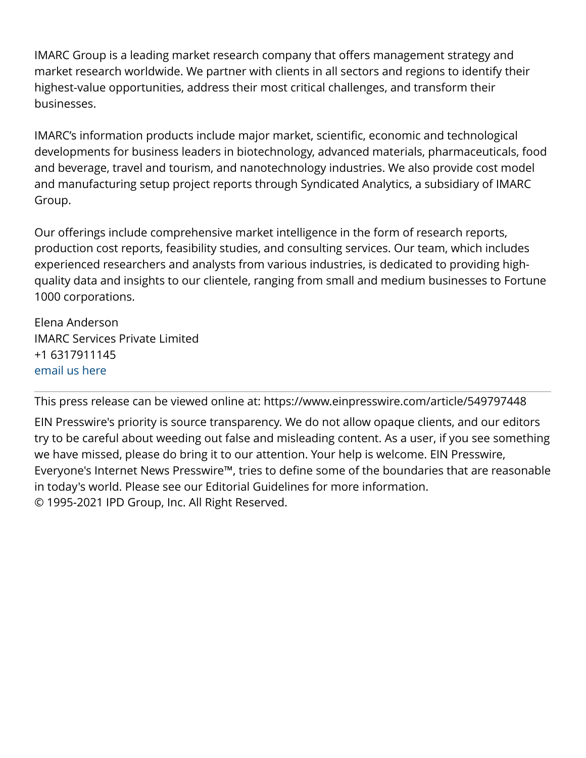IMARC Group is a leading market research company that offers management strategy and market research worldwide. We partner with clients in all sectors and regions to identify their highest-value opportunities, address their most critical challenges, and transform their businesses.

IMARC's information products include major market, scientific, economic and technological developments for business leaders in biotechnology, advanced materials, pharmaceuticals, food and beverage, travel and tourism, and nanotechnology industries. We also provide cost model and manufacturing setup project reports through Syndicated Analytics, a subsidiary of IMARC Group.

Our offerings include comprehensive market intelligence in the form of research reports, production cost reports, feasibility studies, and consulting services. Our team, which includes experienced researchers and analysts from various industries, is dedicated to providing high-quality data and insights to our clientele, ranging from small and medium businesses to Fortune 1000 corporations.

Elena Anderson
IMARC Services Private Limited
+1 6317911145
email us here

---

This press release can be viewed online at: https://www.einpresswire.com/article/549797448

EIN Presswire's priority is source transparency. We do not allow opaque clients, and our editors try to be careful about weeding out false and misleading content. As a user, if you see something we have missed, please do bring it to our attention. Your help is welcome. EIN Presswire, Everyone's Internet News Presswire™, tries to define some of the boundaries that are reasonable in today's world. Please see our Editorial Guidelines for more information.
© 1995-2021 IPD Group, Inc. All Right Reserved.